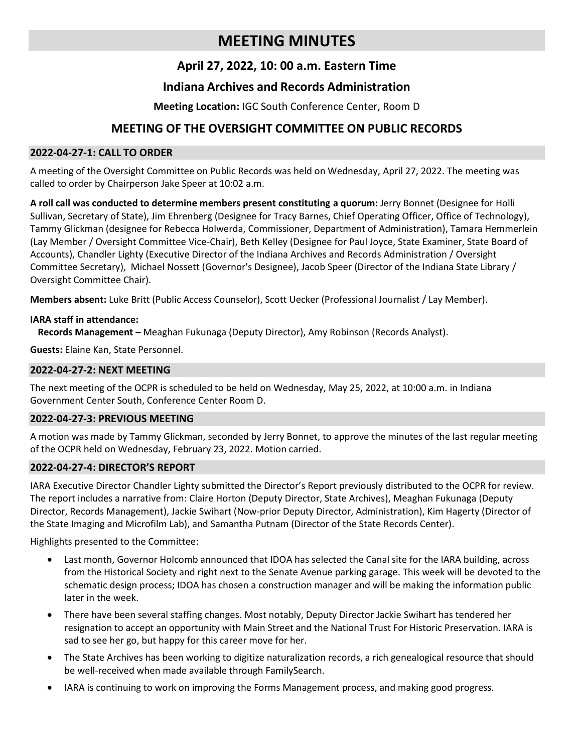# MEETING MINUTES

## April 27, 2022, 10: 00 a.m. Eastern Time

## Indiana Archives and Records Administration

**Meeting Location:** IGC South Conference Center, Room D

## MEETING OF THE OVERSIGHT COMMITTEE ON PUBLIC RECORDS

### 2022-04-27-1: CALL TO ORDER

A meeting of the Oversight Committee on Public Records was held on Wednesday, April 27, 2022. The meeting was called to order by Chairperson Jake Speer at 10:02 a.m.

**A roll call was conducted to determine members present constituting a quorum:** Jerry Bonnet (Designee for Holli Sullivan, Secretary of State), Jim Ehrenberg (Designee for Tracy Barnes, Chief Operating Officer, Office of Technology), Tammy Glickman (designee for Rebecca Holwerda, Commissioner, Department of Administration), Tamara Hemmerlein (Lay Member / Oversight Committee Vice-Chair), Beth Kelley (Designee for Paul Joyce, State Examiner, State Board of Accounts), Chandler Lighty (Executive Director of the Indiana Archives and Records Administration / Oversight Committee Secretary), Michael Nossett (Governor's Designee), Jacob Speer (Director of the Indiana State Library / Oversight Committee Chair).

**Members absent:** Luke Britt (Public Access Counselor), Scott Uecker (Professional Journalist / Lay Member).

**IARA staff in attendance:**

**Records Management –** Meaghan Fukunaga (Deputy Director), Amy Robinson (Records Analyst).

**Guests:** Elaine Kan, State Personnel.

### 2022-04-27-2: NEXT MEETING

The next meeting of the OCPR is scheduled to be held on Wednesday, May 25, 2022, at 10:00 a.m. in Indiana Government Center South, Conference Center Room D.

### 2022-04-27-3: PREVIOUS MEETING

A motion was made by Tammy Glickman, seconded by Jerry Bonnet, to approve the minutes of the last regular meeting of the OCPR held on Wednesday, February 23, 2022. Motion carried.

### 2022-04-27-4: DIRECTOR'S REPORT

IARA Executive Director Chandler Lighty submitted the Director's Report previously distributed to the OCPR for review. The report includes a narrative from: Claire Horton (Deputy Director, State Archives), Meaghan Fukunaga (Deputy Director, Records Management), Jackie Swihart (Now-prior Deputy Director, Administration), Kim Hagerty (Director of the State Imaging and Microfilm Lab), and Samantha Putnam (Director of the State Records Center).

Highlights presented to the Committee:

- Last month, Governor Holcomb announced that IDOA has selected the Canal site for the IARA building, across from the Historical Society and right next to the Senate Avenue parking garage. This week will be devoted to the schematic design process; IDOA has chosen a construction manager and will be making the information public later in the week.
- There have been several staffing changes. Most notably, Deputy Director Jackie Swihart has tendered her resignation to accept an opportunity with Main Street and the National Trust For Historic Preservation. IARA is sad to see her go, but happy for this career move for her.
- The State Archives has been working to digitize naturalization records, a rich genealogical resource that should be well-received when made available through FamilySearch.
- IARA is continuing to work on improving the Forms Management process, and making good progress.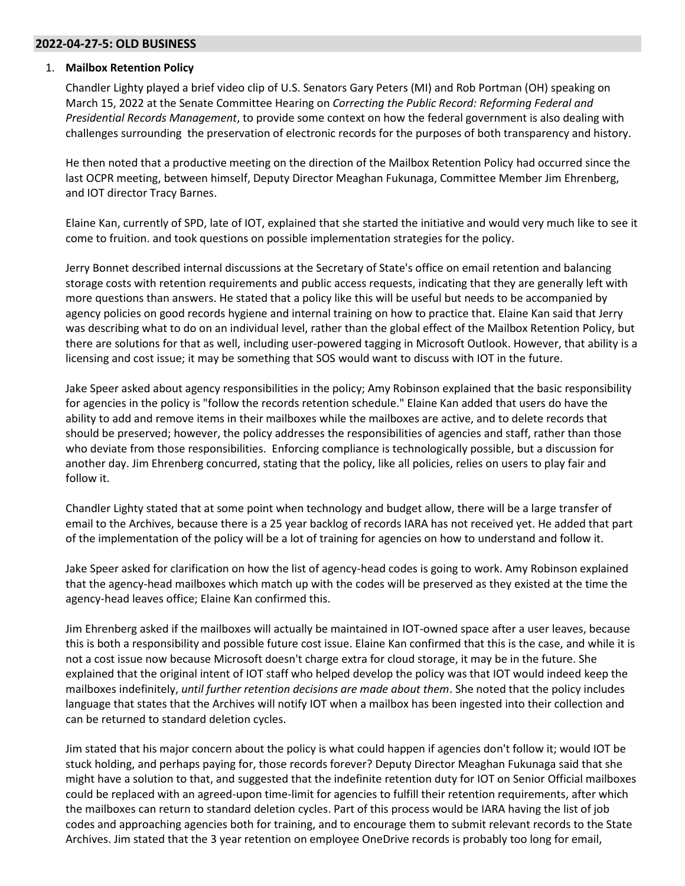## 2022-04-27-5: OLD BUSINESS

1. **Mailbox Retention Policy**

   Chandler Lighty played a brief video clip of U.S. Senators Gary Peters (MI) and Rob Portman (OH) speaking on March 15, 2022 at the Senate Committee Hearing on *Correcting the Public Record: Reforming Federal and Presidential Records Management*, to provide some context on how the federal government is also dealing with challenges surrounding the preservation of electronic records for the purposes of both transparency and history.

   He then noted that a productive meeting on the direction of the Mailbox Retention Policy had occurred since the last OCPR meeting, between himself, Deputy Director Meaghan Fukunaga, Committee Member Jim Ehrenberg, and IOT director Tracy Barnes.

   Elaine Kan, currently of SPD, late of IOT, explained that she started the initiative and would very much like to see it come to fruition. and took questions on possible implementation strategies for the policy.

   Jerry Bonnet described internal discussions at the Secretary of State's office on email retention and balancing storage costs with retention requirements and public access requests, indicating that they are generally left with more questions than answers. He stated that a policy like this will be useful but needs to be accompanied by agency policies on good records hygiene and internal training on how to practice that. Elaine Kan said that Jerry was describing what to do on an individual level, rather than the global effect of the Mailbox Retention Policy, but there are solutions for that as well, including user-powered tagging in Microsoft Outlook. However, that ability is a licensing and cost issue; it may be something that SOS would want to discuss with IOT in the future.

   Jake Speer asked about agency responsibilities in the policy; Amy Robinson explained that the basic responsibility for agencies in the policy is "follow the records retention schedule." Elaine Kan added that users do have the ability to add and remove items in their mailboxes while the mailboxes are active, and to delete records that should be preserved; however, the policy addresses the responsibilities of agencies and staff, rather than those who deviate from those responsibilities. Enforcing compliance is technologically possible, but a discussion for another day. Jim Ehrenberg concurred, stating that the policy, like all policies, relies on users to play fair and follow it.

   Chandler Lighty stated that at some point when technology and budget allow, there will be a large transfer of email to the Archives, because there is a 25 year backlog of records IARA has not received yet. He added that part of the implementation of the policy will be a lot of training for agencies on how to understand and follow it.

   Jake Speer asked for clarification on how the list of agency-head codes is going to work. Amy Robinson explained that the agency-head mailboxes which match up with the codes will be preserved as they existed at the time the agency-head leaves office; Elaine Kan confirmed this.

   Jim Ehrenberg asked if the mailboxes will actually be maintained in IOT-owned space after a user leaves, because this is both a responsibility and possible future cost issue. Elaine Kan confirmed that this is the case, and while it is not a cost issue now because Microsoft doesn't charge extra for cloud storage, it may be in the future. She explained that the original intent of IOT staff who helped develop the policy was that IOT would indeed keep the mailboxes indefinitely, *until further retention decisions are made about them*. She noted that the policy includes language that states that the Archives will notify IOT when a mailbox has been ingested into their collection and can be returned to standard deletion cycles.

   Jim stated that his major concern about the policy is what could happen if agencies don't follow it; would IOT be stuck holding, and perhaps paying for, those records forever? Deputy Director Meaghan Fukunaga said that she might have a solution to that, and suggested that the indefinite retention duty for IOT on Senior Official mailboxes could be replaced with an agreed-upon time-limit for agencies to fulfill their retention requirements, after which the mailboxes can return to standard deletion cycles. Part of this process would be IARA having the list of job codes and approaching agencies both for training, and to encourage them to submit relevant records to the State Archives. Jim stated that the 3 year retention on employee OneDrive records is probably too long for email,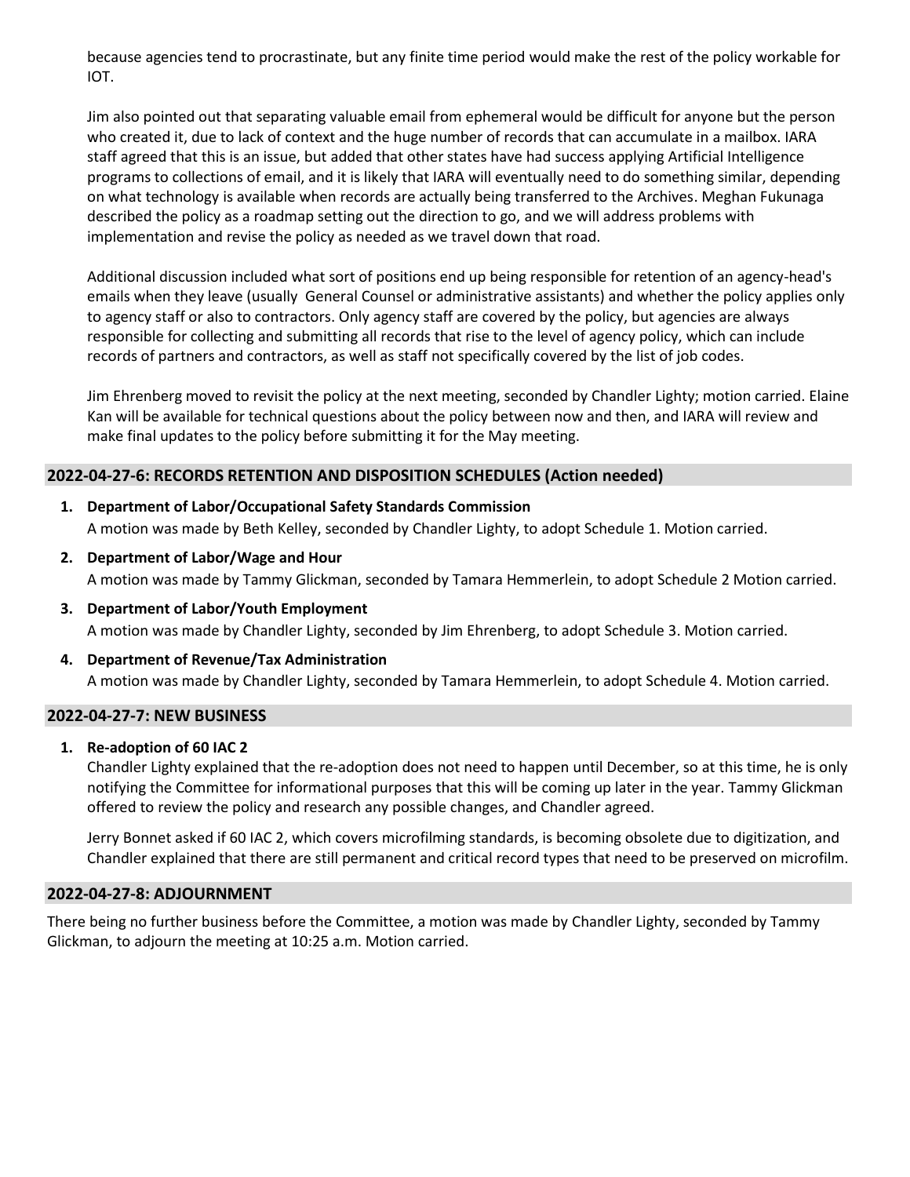because agencies tend to procrastinate, but any finite time period would make the rest of the policy workable for IOT.

Jim also pointed out that separating valuable email from ephemeral would be difficult for anyone but the person who created it, due to lack of context and the huge number of records that can accumulate in a mailbox. IARA staff agreed that this is an issue, but added that other states have had success applying Artificial Intelligence programs to collections of email, and it is likely that IARA will eventually need to do something similar, depending on what technology is available when records are actually being transferred to the Archives. Meghan Fukunaga described the policy as a roadmap setting out the direction to go, and we will address problems with implementation and revise the policy as needed as we travel down that road.

Additional discussion included what sort of positions end up being responsible for retention of an agency-head's emails when they leave (usually General Counsel or administrative assistants) and whether the policy applies only to agency staff or also to contractors. Only agency staff are covered by the policy, but agencies are always responsible for collecting and submitting all records that rise to the level of agency policy, which can include records of partners and contractors, as well as staff not specifically covered by the list of job codes.

Jim Ehrenberg moved to revisit the policy at the next meeting, seconded by Chandler Lighty; motion carried. Elaine Kan will be available for technical questions about the policy between now and then, and IARA will review and make final updates to the policy before submitting it for the May meeting.

## 2022-04-27-6: RECORDS RETENTION AND DISPOSITION SCHEDULES (Action needed)

1. **Department of Labor/Occupational Safety Standards Commission**
   A motion was made by Beth Kelley, seconded by Chandler Lighty, to adopt Schedule 1. Motion carried.
2. **Department of Labor/Wage and Hour**
   A motion was made by Tammy Glickman, seconded by Tamara Hemmerlein, to adopt Schedule 2 Motion carried.
3. **Department of Labor/Youth Employment**
   A motion was made by Chandler Lighty, seconded by Jim Ehrenberg, to adopt Schedule 3. Motion carried.
4. **Department of Revenue/Tax Administration**
   A motion was made by Chandler Lighty, seconded by Tamara Hemmerlein, to adopt Schedule 4. Motion carried.

## 2022-04-27-7: NEW BUSINESS

1. **Re-adoption of 60 IAC 2**
   Chandler Lighty explained that the re-adoption does not need to happen until December, so at this time, he is only notifying the Committee for informational purposes that this will be coming up later in the year. Tammy Glickman offered to review the policy and research any possible changes, and Chandler agreed.

   Jerry Bonnet asked if 60 IAC 2, which covers microfilming standards, is becoming obsolete due to digitization, and Chandler explained that there are still permanent and critical record types that need to be preserved on microfilm.

## 2022-04-27-8: ADJOURNMENT

There being no further business before the Committee, a motion was made by Chandler Lighty, seconded by Tammy Glickman, to adjourn the meeting at 10:25 a.m. Motion carried.